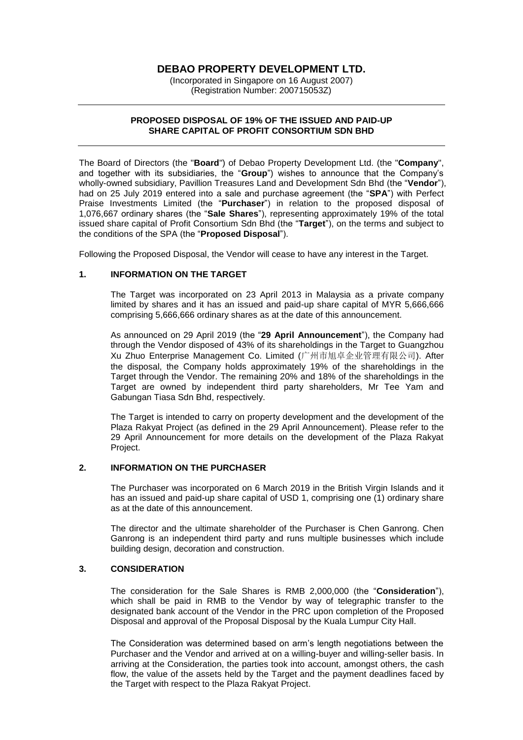# DEBAO PROPERTY DEVELOPMENT LTD.

(Incorporated in Singapore on 16 August 2007)
(Registration Number: 200715053Z)

---

**PROPOSED DISPOSAL OF 19% OF THE ISSUED AND PAID-UP SHARE CAPITAL OF PROFIT CONSORTIUM SDN BHD**

---

The Board of Directors (the "**Board**") of Debao Property Development Ltd. (the "**Company**", and together with its subsidiaries, the "**Group**") wishes to announce that the Company's wholly-owned subsidiary, Pavillion Treasures Land and Development Sdn Bhd (the "**Vendor**"), had on 25 July 2019 entered into a sale and purchase agreement (the "**SPA**") with Perfect Praise Investments Limited (the "**Purchaser**") in relation to the proposed disposal of 1,076,667 ordinary shares (the "**Sale Shares**"), representing approximately 19% of the total issued share capital of Profit Consortium Sdn Bhd (the "**Target**"), on the terms and subject to the conditions of the SPA (the "**Proposed Disposal**").

Following the Proposed Disposal, the Vendor will cease to have any interest in the Target.

## 1. INFORMATION ON THE TARGET

The Target was incorporated on 23 April 2013 in Malaysia as a private company limited by shares and it has an issued and paid-up share capital of MYR 5,666,666 comprising 5,666,666 ordinary shares as at the date of this announcement.

As announced on 29 April 2019 (the "**29 April Announcement**"), the Company had through the Vendor disposed of 43% of its shareholdings in the Target to Guangzhou Xu Zhuo Enterprise Management Co. Limited (广州市旭卓企业管理有限公司). After the disposal, the Company holds approximately 19% of the shareholdings in the Target through the Vendor. The remaining 20% and 18% of the shareholdings in the Target are owned by independent third party shareholders, Mr Tee Yam and Gabungan Tiasa Sdn Bhd, respectively.

The Target is intended to carry on property development and the development of the Plaza Rakyat Project (as defined in the 29 April Announcement). Please refer to the 29 April Announcement for more details on the development of the Plaza Rakyat Project.

## 2. INFORMATION ON THE PURCHASER

The Purchaser was incorporated on 6 March 2019 in the British Virgin Islands and it has an issued and paid-up share capital of USD 1, comprising one (1) ordinary share as at the date of this announcement.

The director and the ultimate shareholder of the Purchaser is Chen Ganrong. Chen Ganrong is an independent third party and runs multiple businesses which include building design, decoration and construction.

## 3. CONSIDERATION

The consideration for the Sale Shares is RMB 2,000,000 (the "**Consideration**"), which shall be paid in RMB to the Vendor by way of telegraphic transfer to the designated bank account of the Vendor in the PRC upon completion of the Proposed Disposal and approval of the Proposal Disposal by the Kuala Lumpur City Hall.

The Consideration was determined based on arm's length negotiations between the Purchaser and the Vendor and arrived at on a willing-buyer and willing-seller basis. In arriving at the Consideration, the parties took into account, amongst others, the cash flow, the value of the assets held by the Target and the payment deadlines faced by the Target with respect to the Plaza Rakyat Project.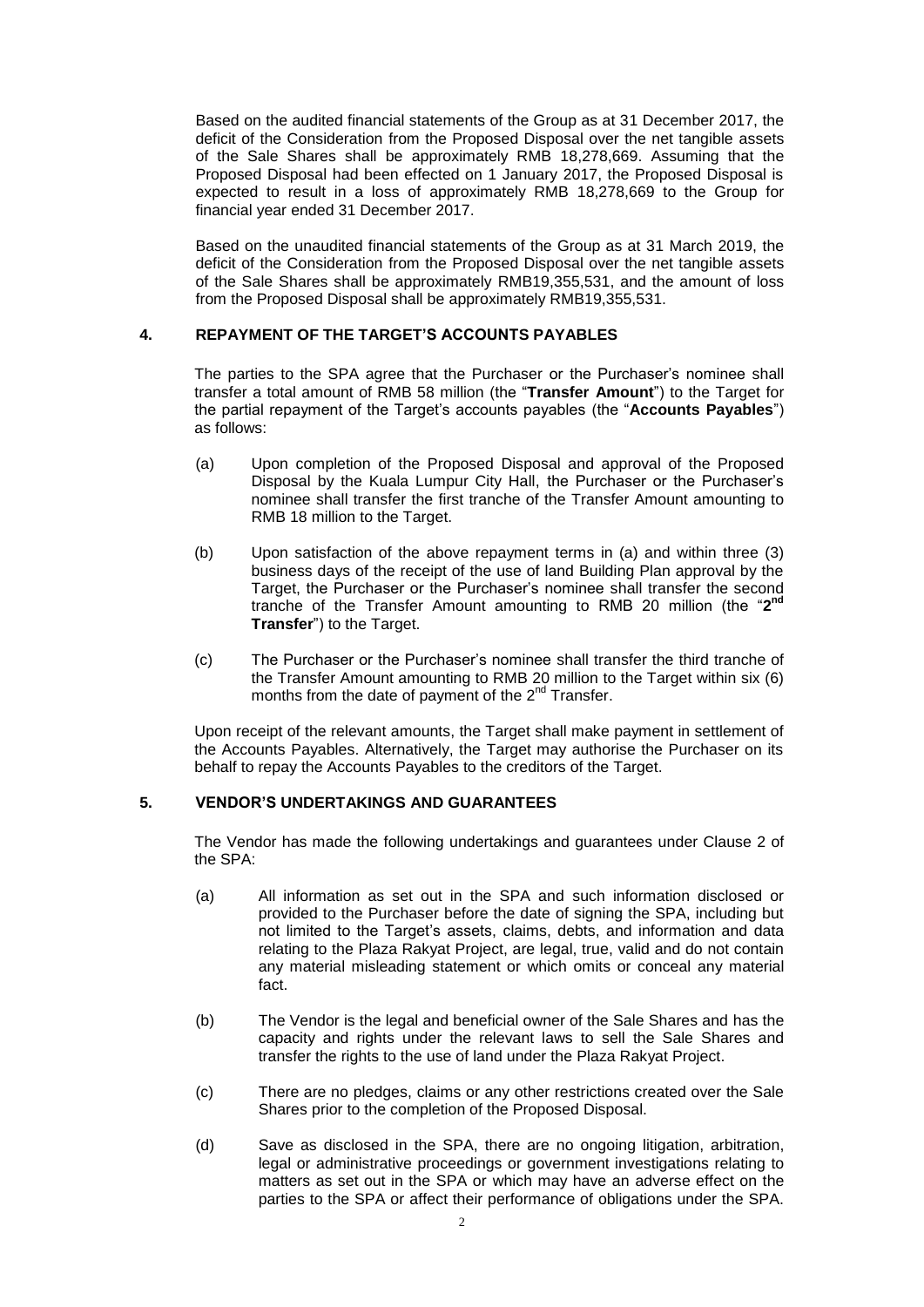Based on the audited financial statements of the Group as at 31 December 2017, the deficit of the Consideration from the Proposed Disposal over the net tangible assets of the Sale Shares shall be approximately RMB 18,278,669. Assuming that the Proposed Disposal had been effected on 1 January 2017, the Proposed Disposal is expected to result in a loss of approximately RMB 18,278,669 to the Group for financial year ended 31 December 2017.

Based on the unaudited financial statements of the Group as at 31 March 2019, the deficit of the Consideration from the Proposed Disposal over the net tangible assets of the Sale Shares shall be approximately RMB19,355,531, and the amount of loss from the Proposed Disposal shall be approximately RMB19,355,531.

## 4. REPAYMENT OF THE TARGET'S ACCOUNTS PAYABLES

The parties to the SPA agree that the Purchaser or the Purchaser's nominee shall transfer a total amount of RMB 58 million (the "**Transfer Amount**") to the Target for the partial repayment of the Target's accounts payables (the "**Accounts Payables**") as follows:

(a) Upon completion of the Proposed Disposal and approval of the Proposed Disposal by the Kuala Lumpur City Hall, the Purchaser or the Purchaser's nominee shall transfer the first tranche of the Transfer Amount amounting to RMB 18 million to the Target.

(b) Upon satisfaction of the above repayment terms in (a) and within three (3) business days of the receipt of the use of land Building Plan approval by the Target, the Purchaser or the Purchaser's nominee shall transfer the second tranche of the Transfer Amount amounting to RMB 20 million (the "**2nd Transfer**") to the Target.

(c) The Purchaser or the Purchaser's nominee shall transfer the third tranche of the Transfer Amount amounting to RMB 20 million to the Target within six (6) months from the date of payment of the 2nd Transfer.

Upon receipt of the relevant amounts, the Target shall make payment in settlement of the Accounts Payables. Alternatively, the Target may authorise the Purchaser on its behalf to repay the Accounts Payables to the creditors of the Target.

## 5. VENDOR'S UNDERTAKINGS AND GUARANTEES

The Vendor has made the following undertakings and guarantees under Clause 2 of the SPA:

(a) All information as set out in the SPA and such information disclosed or provided to the Purchaser before the date of signing the SPA, including but not limited to the Target's assets, claims, debts, and information and data relating to the Plaza Rakyat Project, are legal, true, valid and do not contain any material misleading statement or which omits or conceal any material fact.

(b) The Vendor is the legal and beneficial owner of the Sale Shares and has the capacity and rights under the relevant laws to sell the Sale Shares and transfer the rights to the use of land under the Plaza Rakyat Project.

(c) There are no pledges, claims or any other restrictions created over the Sale Shares prior to the completion of the Proposed Disposal.

(d) Save as disclosed in the SPA, there are no ongoing litigation, arbitration, legal or administrative proceedings or government investigations relating to matters as set out in the SPA or which may have an adverse effect on the parties to the SPA or affect their performance of obligations under the SPA.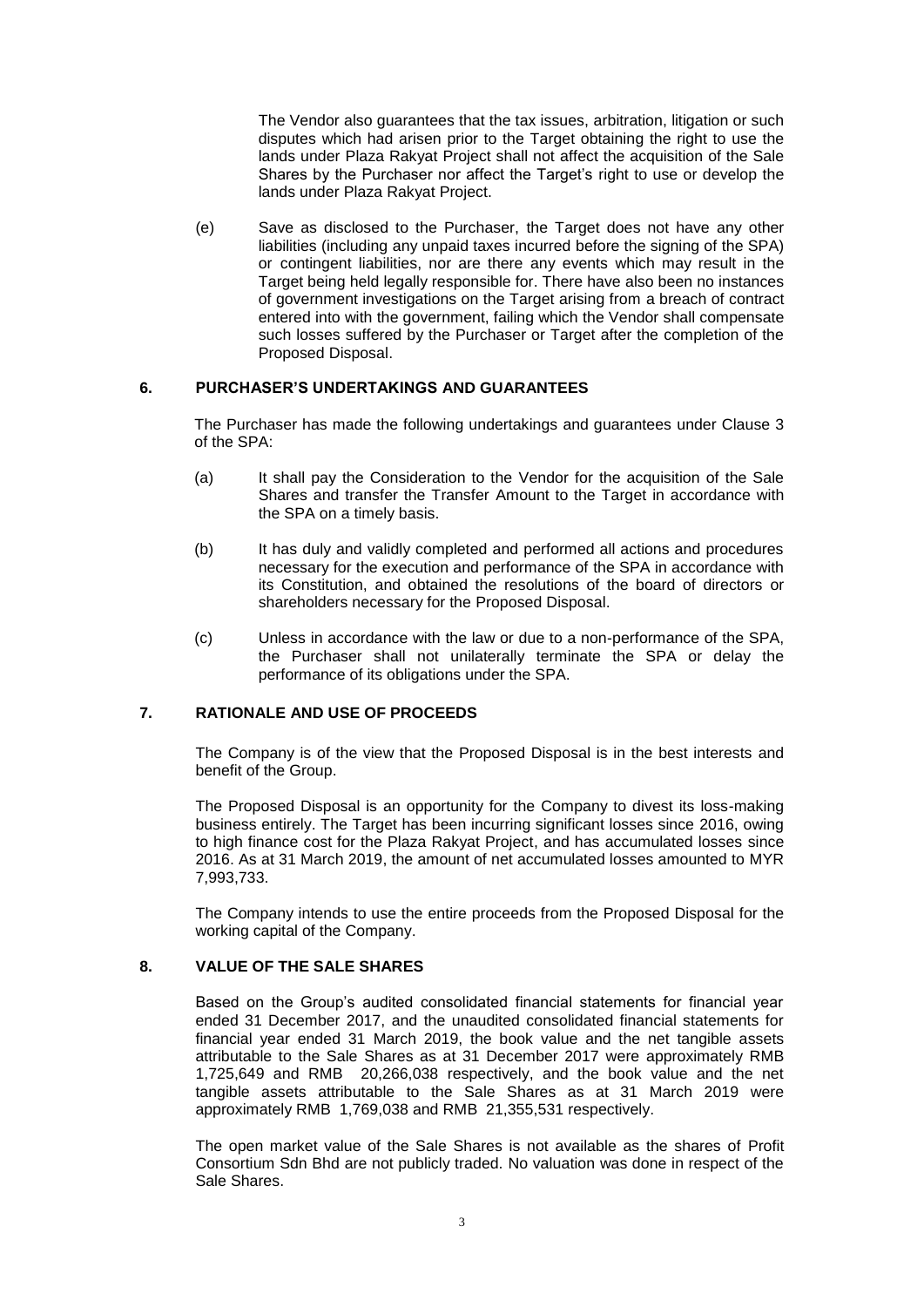The Vendor also guarantees that the tax issues, arbitration, litigation or such disputes which had arisen prior to the Target obtaining the right to use the lands under Plaza Rakyat Project shall not affect the acquisition of the Sale Shares by the Purchaser nor affect the Target's right to use or develop the lands under Plaza Rakyat Project.

(e) Save as disclosed to the Purchaser, the Target does not have any other liabilities (including any unpaid taxes incurred before the signing of the SPA) or contingent liabilities, nor are there any events which may result in the Target being held legally responsible for. There have also been no instances of government investigations on the Target arising from a breach of contract entered into with the government, failing which the Vendor shall compensate such losses suffered by the Purchaser or Target after the completion of the Proposed Disposal.

## 6. PURCHASER'S UNDERTAKINGS AND GUARANTEES

The Purchaser has made the following undertakings and guarantees under Clause 3 of the SPA:

(a) It shall pay the Consideration to the Vendor for the acquisition of the Sale Shares and transfer the Transfer Amount to the Target in accordance with the SPA on a timely basis.

(b) It has duly and validly completed and performed all actions and procedures necessary for the execution and performance of the SPA in accordance with its Constitution, and obtained the resolutions of the board of directors or shareholders necessary for the Proposed Disposal.

(c) Unless in accordance with the law or due to a non-performance of the SPA, the Purchaser shall not unilaterally terminate the SPA or delay the performance of its obligations under the SPA.

## 7. RATIONALE AND USE OF PROCEEDS

The Company is of the view that the Proposed Disposal is in the best interests and benefit of the Group.

The Proposed Disposal is an opportunity for the Company to divest its loss-making business entirely. The Target has been incurring significant losses since 2016, owing to high finance cost for the Plaza Rakyat Project, and has accumulated losses since 2016. As at 31 March 2019, the amount of net accumulated losses amounted to MYR 7,993,733.

The Company intends to use the entire proceeds from the Proposed Disposal for the working capital of the Company.

## 8. VALUE OF THE SALE SHARES

Based on the Group's audited consolidated financial statements for financial year ended 31 December 2017, and the unaudited consolidated financial statements for financial year ended 31 March 2019, the book value and the net tangible assets attributable to the Sale Shares as at 31 December 2017 were approximately RMB 1,725,649 and RMB 20,266,038 respectively, and the book value and the net tangible assets attributable to the Sale Shares as at 31 March 2019 were approximately RMB 1,769,038 and RMB 21,355,531 respectively.

The open market value of the Sale Shares is not available as the shares of Profit Consortium Sdn Bhd are not publicly traded. No valuation was done in respect of the Sale Shares.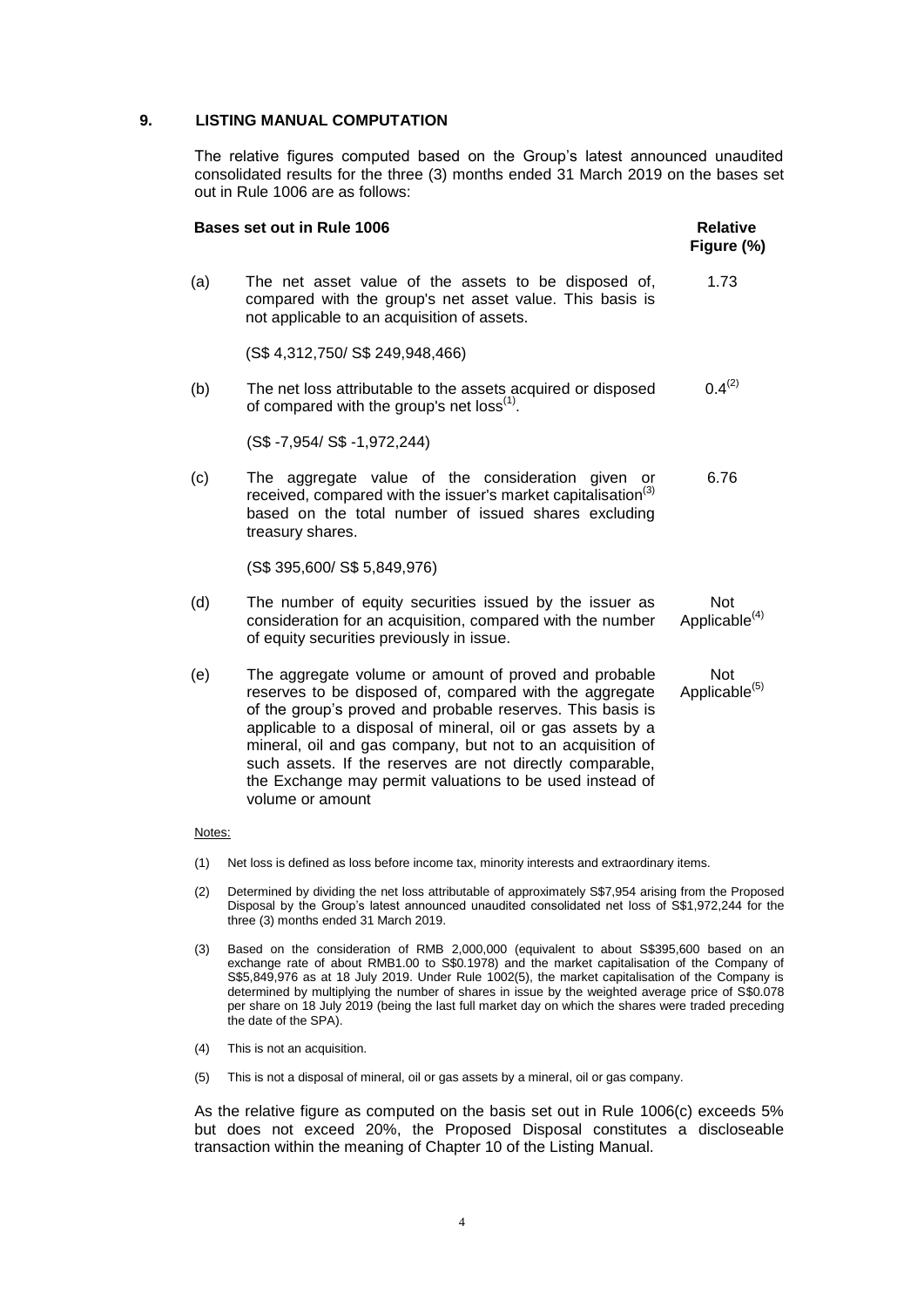## 9. LISTING MANUAL COMPUTATION

The relative figures computed based on the Group's latest announced unaudited consolidated results for the three (3) months ended 31 March 2019 on the bases set out in Rule 1006 are as follows:

| | Bases set out in Rule 1006 | Relative Figure (%) |
|---|---|---|
| (a) | The net asset value of the assets to be disposed of, compared with the group's net asset value. This basis is not applicable to an acquisition of assets.<br><br>(S\$ 4,312,750/ S\$ 249,948,466) | 1.73 |
| (b) | The net loss attributable to the assets acquired or disposed of compared with the group's net loss[(1)].<br><br>(S\$ -7,954/ S\$ -1,972,244) | 0.4[(2)] |
| (c) | The aggregate value of the consideration given or received, compared with the issuer's market capitalisation[(3)] based on the total number of issued shares excluding treasury shares.<br><br>(S\$ 395,600/ S\$ 5,849,976) | 6.76 |
| (d) | The number of equity securities issued by the issuer as consideration for an acquisition, compared with the number of equity securities previously in issue. | Not Applicable[(4)] |
| (e) | The aggregate volume or amount of proved and probable reserves to be disposed of, compared with the aggregate of the group's proved and probable reserves. This basis is applicable to a disposal of mineral, oil or gas assets by a mineral, oil and gas company, but not to an acquisition of such assets. If the reserves are not directly comparable, the Exchange may permit valuations to be used instead of volume or amount | Not Applicable[(5)] |

Notes:

(1) Net loss is defined as loss before income tax, minority interests and extraordinary items.

(2) Determined by dividing the net loss attributable of approximately S\$7,954 arising from the Proposed Disposal by the Group's latest announced unaudited consolidated net loss of S\$1,972,244 for the three (3) months ended 31 March 2019.

(3) Based on the consideration of RMB 2,000,000 (equivalent to about S\$395,600 based on an exchange rate of about RMB1.00 to S\$0.1978) and the market capitalisation of the Company of S\$5,849,976 as at 18 July 2019. Under Rule 1002(5), the market capitalisation of the Company is determined by multiplying the number of shares in issue by the weighted average price of S\$0.078 per share on 18 July 2019 (being the last full market day on which the shares were traded preceding the date of the SPA).

(4) This is not an acquisition.

(5) This is not a disposal of mineral, oil or gas assets by a mineral, oil or gas company.

As the relative figure as computed on the basis set out in Rule 1006(c) exceeds 5% but does not exceed 20%, the Proposed Disposal constitutes a discloseable transaction within the meaning of Chapter 10 of the Listing Manual.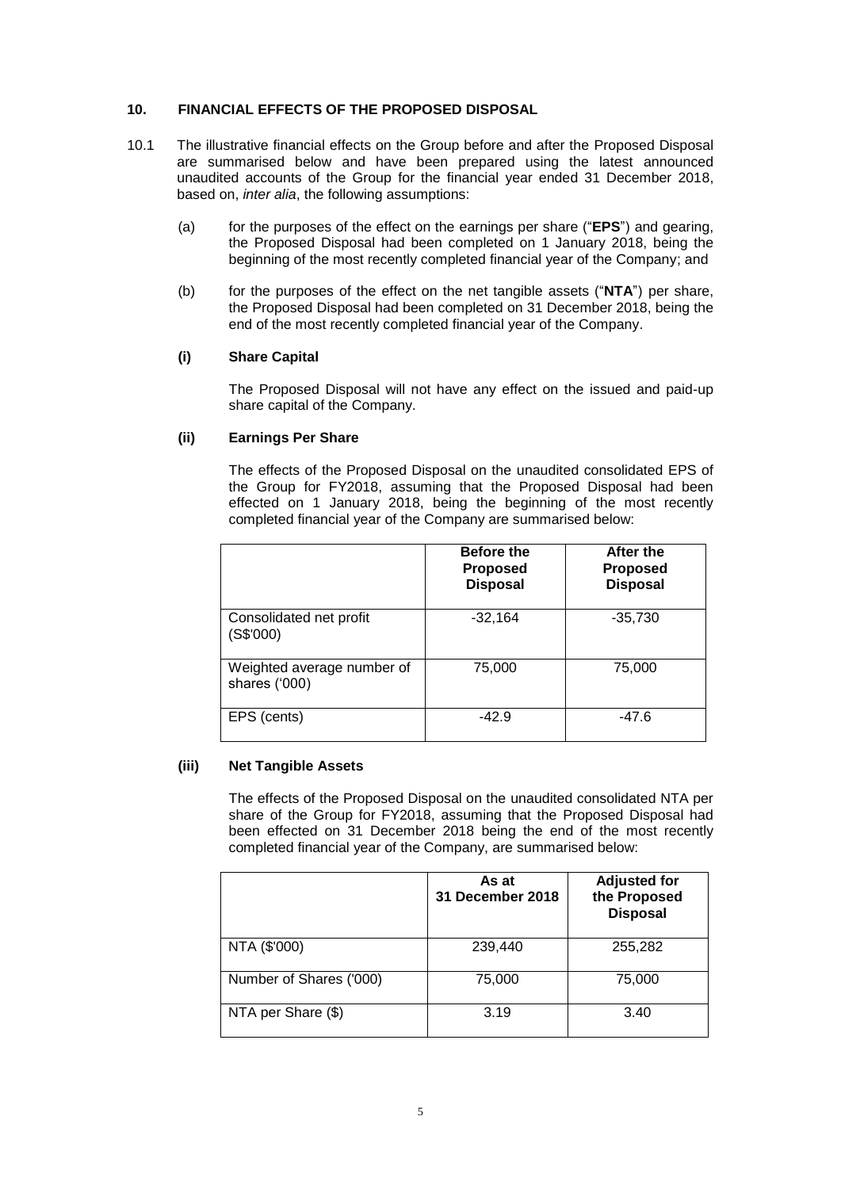## 10. FINANCIAL EFFECTS OF THE PROPOSED DISPOSAL

10.1 The illustrative financial effects on the Group before and after the Proposed Disposal are summarised below and have been prepared using the latest announced unaudited accounts of the Group for the financial year ended 31 December 2018, based on, *inter alia*, the following assumptions:

(a) for the purposes of the effect on the earnings per share ("**EPS**") and gearing, the Proposed Disposal had been completed on 1 January 2018, being the beginning of the most recently completed financial year of the Company; and

(b) for the purposes of the effect on the net tangible assets ("**NTA**") per share, the Proposed Disposal had been completed on 31 December 2018, being the end of the most recently completed financial year of the Company.

### (i) Share Capital

The Proposed Disposal will not have any effect on the issued and paid-up share capital of the Company.

### (ii) Earnings Per Share

The effects of the Proposed Disposal on the unaudited consolidated EPS of the Group for FY2018, assuming that the Proposed Disposal had been effected on 1 January 2018, being the beginning of the most recently completed financial year of the Company are summarised below:

| | **Before the Proposed Disposal** | **After the Proposed Disposal** |
|---|---|---|
| Consolidated net profit (S$'000) | -32,164 | -35,730 |
| Weighted average number of shares ('000) | 75,000 | 75,000 |
| EPS (cents) | -42.9 | -47.6 |

### (iii) Net Tangible Assets

The effects of the Proposed Disposal on the unaudited consolidated NTA per share of the Group for FY2018, assuming that the Proposed Disposal had been effected on 31 December 2018 being the end of the most recently completed financial year of the Company, are summarised below:

| | **As at 31 December 2018** | **Adjusted for the Proposed Disposal** |
|---|---|---|
| NTA ($'000) | 239,440 | 255,282 |
| Number of Shares ('000) | 75,000 | 75,000 |
| NTA per Share ($) | 3.19 | 3.40 |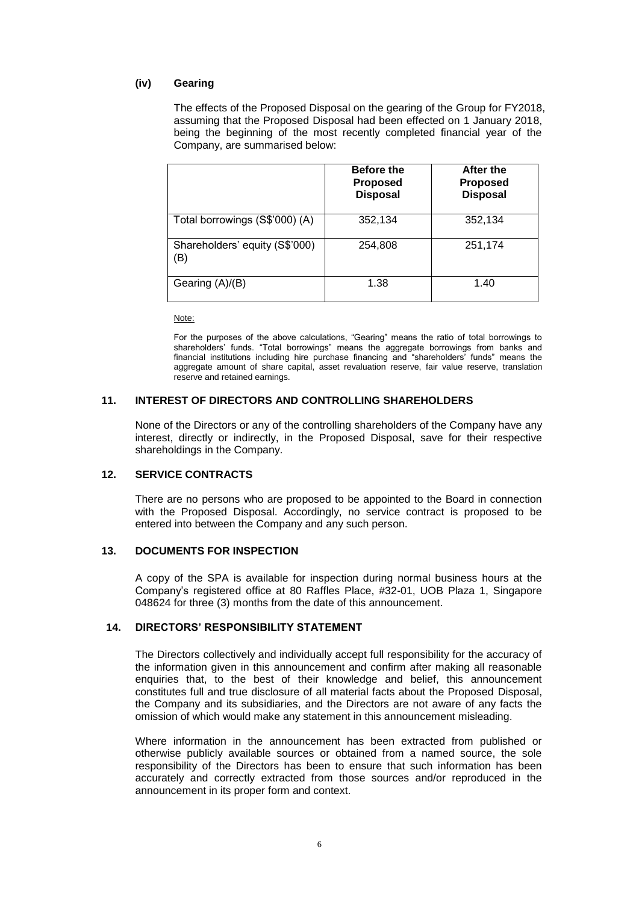**(iv) Gearing**

The effects of the Proposed Disposal on the gearing of the Group for FY2018, assuming that the Proposed Disposal had been effected on 1 January 2018, being the beginning of the most recently completed financial year of the Company, are summarised below:

| | **Before the Proposed Disposal** | **After the Proposed Disposal** |
|---|---|---|
| Total borrowings (S$'000) (A) | 352,134 | 352,134 |
| Shareholders' equity (S$'000) (B) | 254,808 | 251,174 |
| Gearing (A)/(B) | 1.38 | 1.40 |

Note:

For the purposes of the above calculations, "Gearing" means the ratio of total borrowings to shareholders' funds. "Total borrowings" means the aggregate borrowings from banks and financial institutions including hire purchase financing and "shareholders' funds" means the aggregate amount of share capital, asset revaluation reserve, fair value reserve, translation reserve and retained earnings.

## 11. INTEREST OF DIRECTORS AND CONTROLLING SHAREHOLDERS

None of the Directors or any of the controlling shareholders of the Company have any interest, directly or indirectly, in the Proposed Disposal, save for their respective shareholdings in the Company.

## 12. SERVICE CONTRACTS

There are no persons who are proposed to be appointed to the Board in connection with the Proposed Disposal. Accordingly, no service contract is proposed to be entered into between the Company and any such person.

## 13. DOCUMENTS FOR INSPECTION

A copy of the SPA is available for inspection during normal business hours at the Company's registered office at 80 Raffles Place, #32-01, UOB Plaza 1, Singapore 048624 for three (3) months from the date of this announcement.

## 14. DIRECTORS' RESPONSIBILITY STATEMENT

The Directors collectively and individually accept full responsibility for the accuracy of the information given in this announcement and confirm after making all reasonable enquiries that, to the best of their knowledge and belief, this announcement constitutes full and true disclosure of all material facts about the Proposed Disposal, the Company and its subsidiaries, and the Directors are not aware of any facts the omission of which would make any statement in this announcement misleading.

Where information in the announcement has been extracted from published or otherwise publicly available sources or obtained from a named source, the sole responsibility of the Directors has been to ensure that such information has been accurately and correctly extracted from those sources and/or reproduced in the announcement in its proper form and context.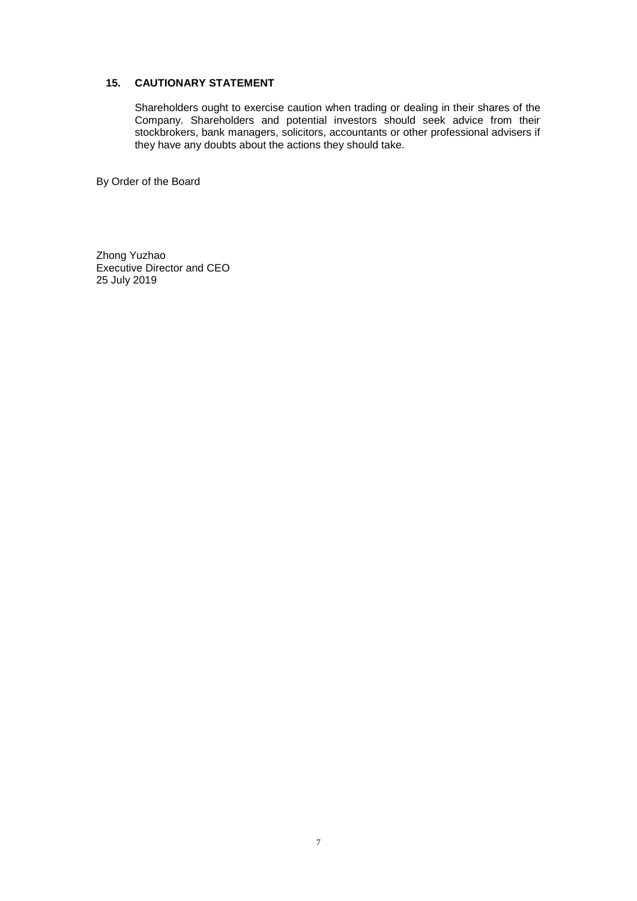## 15. CAUTIONARY STATEMENT

Shareholders ought to exercise caution when trading or dealing in their shares of the Company. Shareholders and potential investors should seek advice from their stockbrokers, bank managers, solicitors, accountants or other professional advisers if they have any doubts about the actions they should take.

By Order of the Board

Zhong Yuzhao
Executive Director and CEO
25 July 2019